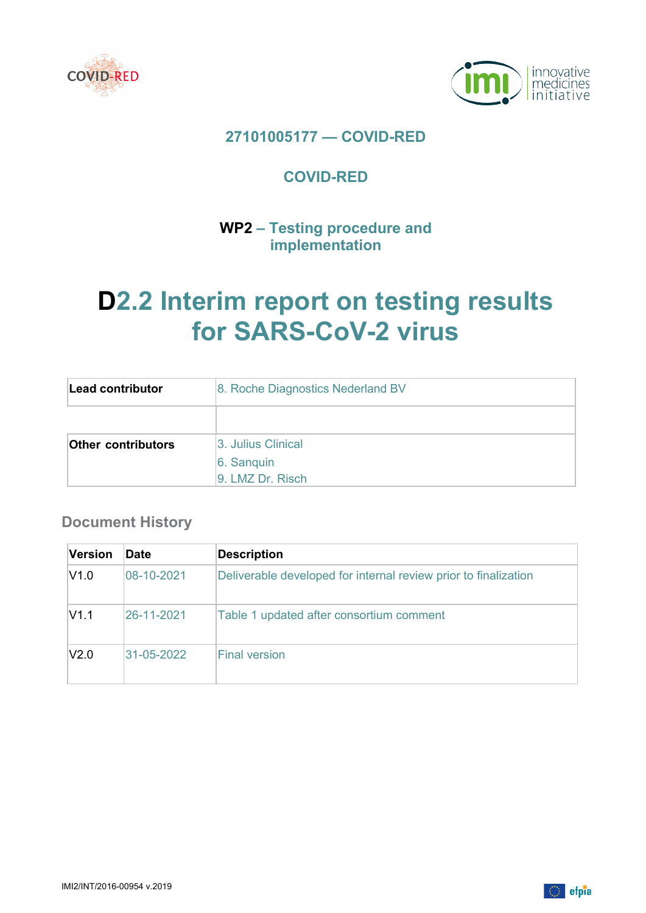**27101005177 — COVID-RED**

**COVID-RED**

**WP2 – Testing procedure and implementation**

# D2.2 Interim report on testing results for SARS-CoV-2 virus

| **Lead contributor** | 8. Roche Diagnostics Nederland BV |
|---|---|
| | |
| **Other contributors** | 3. Julius Clinical<br>6. Sanquin<br>9. LMZ Dr. Risch |

## Document History

| Version | Date | Description |
|---|---|---|
| V1.0 | 08-10-2021 | Deliverable developed for internal review prior to finalization |
| V1.1 | 26-11-2021 | Table 1 updated after consortium comment |
| V2.0 | 31-05-2022 | Final version |

IMI2/INT/2016-00954 v.2019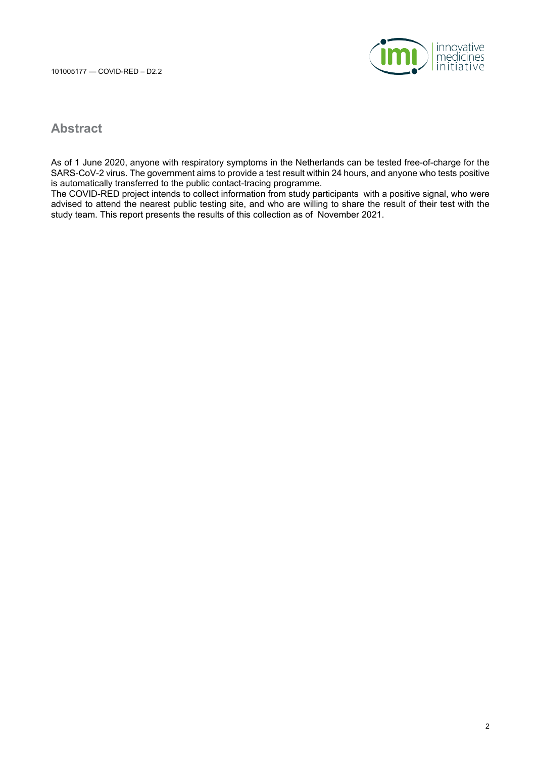## Abstract

As of 1 June 2020, anyone with respiratory symptoms in the Netherlands can be tested free-of-charge for the SARS-CoV-2 virus. The government aims to provide a test result within 24 hours, and anyone who tests positive is automatically transferred to the public contact-tracing programme.

The COVID-RED project intends to collect information from study participants with a positive signal, who were advised to attend the nearest public testing site, and who are willing to share the result of their test with the study team. This report presents the results of this collection as of November 2021.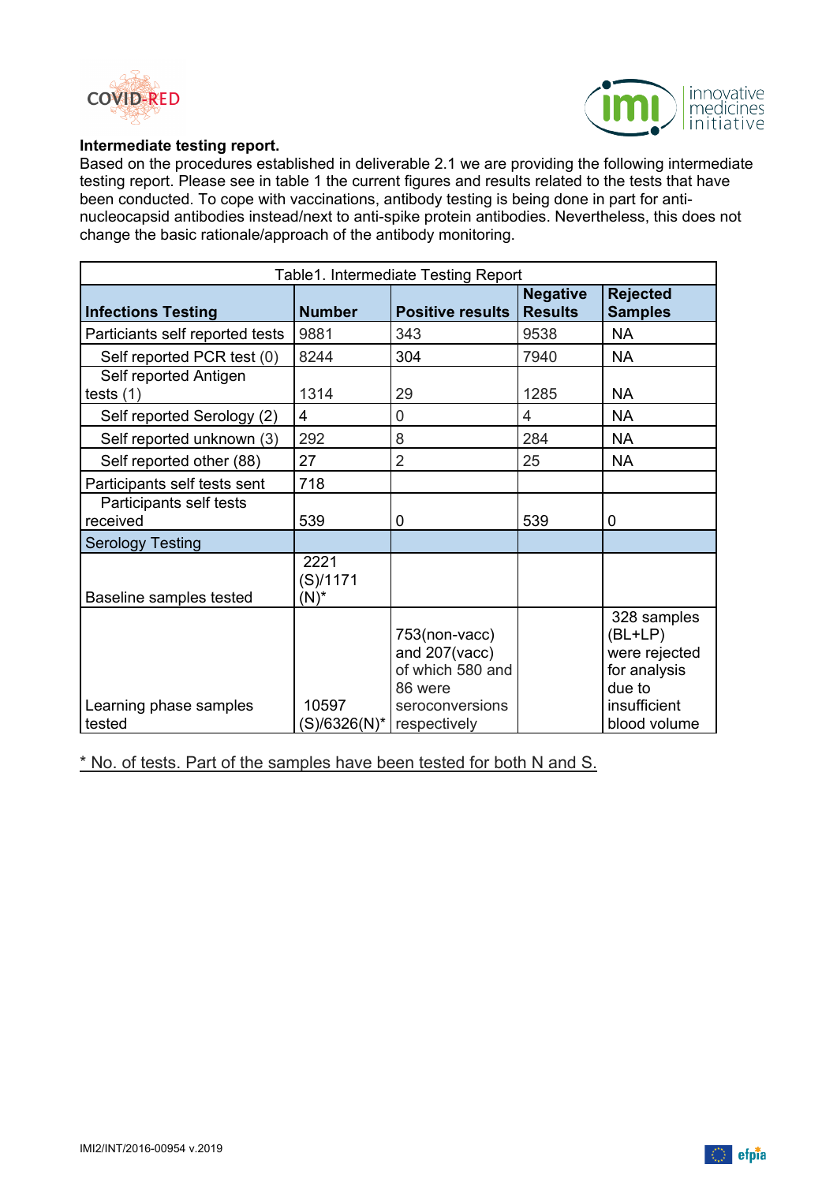**Intermediate testing report.**

Based on the procedures established in deliverable 2.1 we are providing the following intermediate testing report. Please see in table 1 the current figures and results related to the tests that have been conducted. To cope with vaccinations, antibody testing is being done in part for anti-nucleocapsid antibodies instead/next to anti-spike protein antibodies. Nevertheless, this does not change the basic rationale/approach of the antibody monitoring.

Table1. Intermediate Testing Report

| **Infections Testing** | **Number** | **Positive results** | **Negative Results** | **Rejected Samples** |
|---|---|---|---|---|
| Particiants self reported tests | 9881 | 343 | 9538 | NA |
| Self reported PCR test (0) | 8244 | 304 | 7940 | NA |
| Self reported Antigen tests (1) | 1314 | 29 | 1285 | NA |
| Self reported Serology (2) | 4 | 0 | 4 | NA |
| Self reported unknown (3) | 292 | 8 | 284 | NA |
| Self reported other (88) | 27 | 2 | 25 | NA |
| Participants self tests sent | 718 | | | |
| Participants self tests received | 539 | 0 | 539 | 0 |
| Serology Testing | | | | |
| Baseline samples tested | 2221 (S)/1171 (N)* | | | |
| Learning phase samples tested | 10597 (S)/6326(N)* | 753(non-vacc) and 207(vacc) of which 580 and 86 were seroconversions respectively | | 328 samples (BL+LP) were rejected for analysis due to insufficient blood volume |

\* No. of tests. Part of the samples have been tested for both N and S.